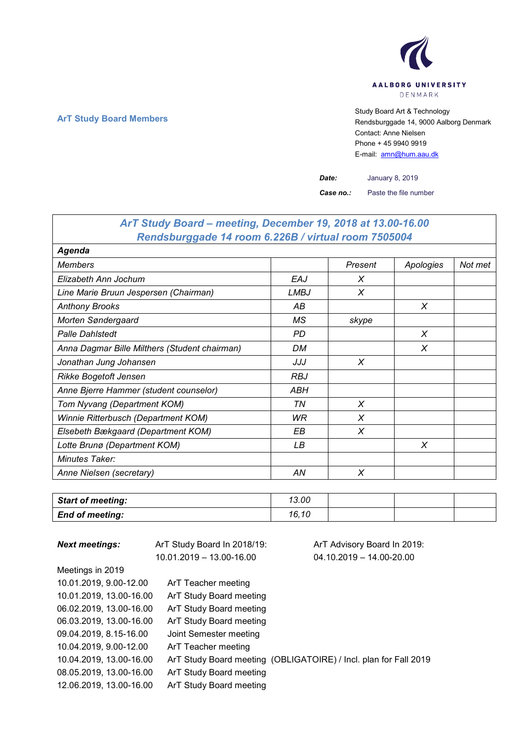AALBORG UNIVERSITY
DENMARK

**ArT Study Board Members**

Study Board Art & Technology
Rendsburggade 14, 9000 Aalborg Denmark
Contact: Anne Nielsen
Phone + 45 9940 9919
E-mail: amn@hum.aau.dk

***Date:*** January 8, 2019

***Case no.:*** Paste the file number

| ***ArT Study Board – meeting, December 19, 2018 at 13.00-16.00 Rendsburggade 14 room 6.226B / virtual room 7505004*** | | | | |
|---|---|---|---|---|
| ***Agenda*** | | | | |
| *Members* | | *Present* | *Apologies* | *Not met* |
| *Elizabeth Ann Jochum* | *EAJ* | *X* | | |
| *Line Marie Bruun Jespersen (Chairman)* | *LMBJ* | *X* | | |
| *Anthony Brooks* | *AB* | | *X* | |
| *Morten Søndergaard* | *MS* | *skype* | | |
| *Palle Dahlstedt* | *PD* | | *X* | |
| *Anna Dagmar Bille Milthers (Student chairman)* | *DM* | | *X* | |
| *Jonathan Jung Johansen* | *JJJ* | *X* | | |
| *Rikke Bogetoft Jensen* | *RBJ* | | | |
| *Anne Bjerre Hammer (student counselor)* | *ABH* | | | |
| *Tom Nyvang (Department KOM)* | *TN* | *X* | | |
| *Winnie Ritterbusch (Department KOM)* | *WR* | *X* | | |
| *Elsebeth Bækgaard (Department KOM)* | *EB* | *X* | | |
| *Lotte Brunø (Department KOM)* | *LB* | | *X* | |
| *Minutes Taker:* | | | | |
| *Anne Nielsen (secretary)* | *AN* | *X* | | |

| ***Start of meeting:*** | *13.00* | | | |
|---|---|---|---|---|
| ***End of meeting:*** | *16,10* | | | |

***Next meetings:*** ArT Study Board In 2018/19: 10.01.2019 – 13.00-16.00

ArT Advisory Board In 2019: 04.10.2019 – 14.00-20.00

Meetings in 2019

| | |
|---|---|
| 10.01.2019, 9.00-12.00 | ArT Teacher meeting |
| 10.01.2019, 13.00-16.00 | ArT Study Board meeting |
| 06.02.2019, 13.00-16.00 | ArT Study Board meeting |
| 06.03.2019, 13.00-16.00 | ArT Study Board meeting |
| 09.04.2019, 8.15-16.00 | Joint Semester meeting |
| 10.04.2019, 9.00-12.00 | ArT Teacher meeting |
| 10.04.2019, 13.00-16.00 | ArT Study Board meeting (OBLIGATOIRE) / Incl. plan for Fall 2019 |
| 08.05.2019, 13.00-16.00 | ArT Study Board meeting |
| 12.06.2019, 13.00-16.00 | ArT Study Board meeting |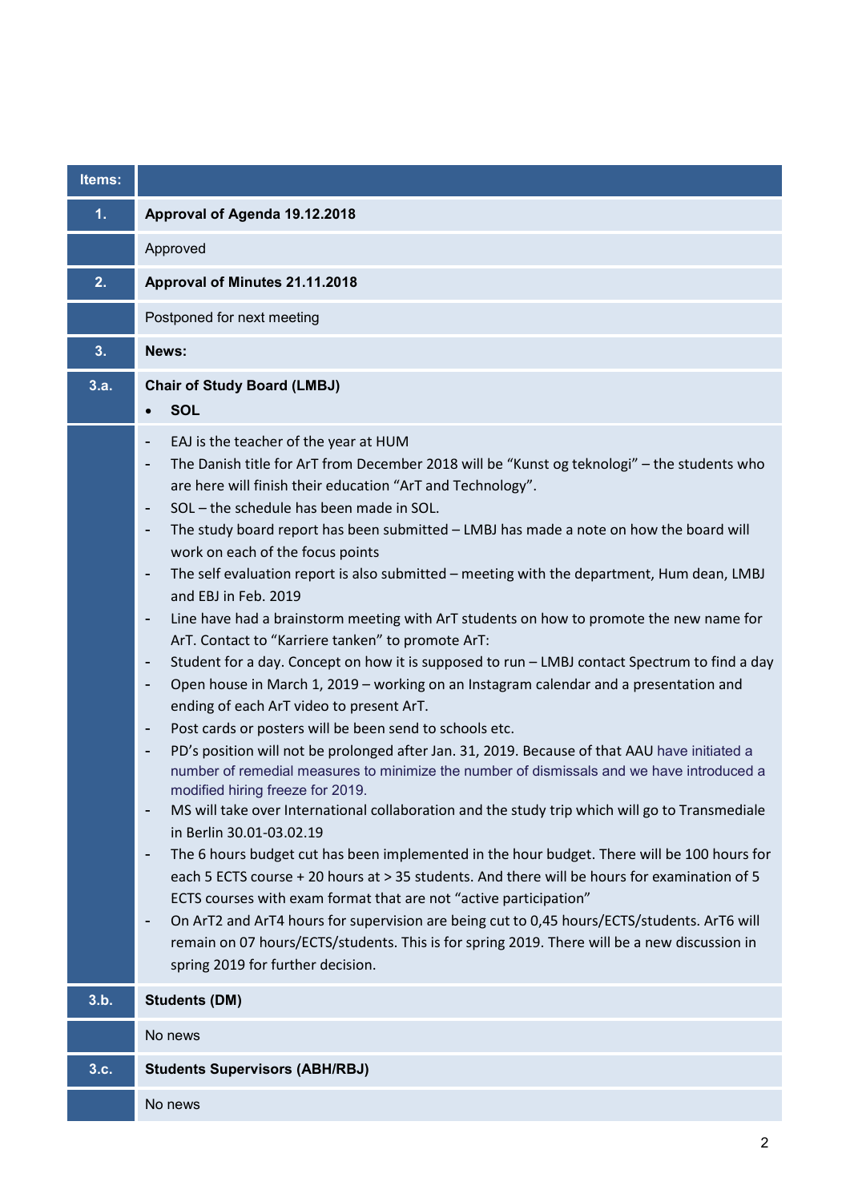| Items: | |
|---|---|
| **1.** | **Approval of Agenda 19.12.2018** |
| | Approved |
| **2.** | **Approval of Minutes 21.11.2018** |
| | Postponed for next meeting |
| **3.** | **News:** |
| **3.a.** | **Chair of Study Board (LMBJ)**<br>• **SOL** |
| | - EAJ is the teacher of the year at HUM<br>- The Danish title for ArT from December 2018 will be "Kunst og teknologi" – the students who are here will finish their education "ArT and Technology".<br>- SOL – the schedule has been made in SOL.<br>- The study board report has been submitted – LMBJ has made a note on how the board will work on each of the focus points<br>- The self evaluation report is also submitted – meeting with the department, Hum dean, LMBJ and EBJ in Feb. 2019<br>- Line have had a brainstorm meeting with ArT students on how to promote the new name for ArT. Contact to "Karriere tanken" to promote ArT:<br>- Student for a day. Concept on how it is supposed to run – LMBJ contact Spectrum to find a day<br>- Open house in March 1, 2019 – working on an Instagram calendar and a presentation and ending of each ArT video to present ArT.<br>- Post cards or posters will be been send to schools etc.<br>- PD's position will not be prolonged after Jan. 31, 2019. Because of that AAU have initiated a number of remedial measures to minimize the number of dismissals and we have introduced a modified hiring freeze for 2019.<br>- MS will take over International collaboration and the study trip which will go to Transmediale in Berlin 30.01-03.02.19<br>- The 6 hours budget cut has been implemented in the hour budget. There will be 100 hours for each 5 ECTS course + 20 hours at > 35 students. And there will be hours for examination of 5 ECTS courses with exam format that are not "active participation"<br>- On ArT2 and ArT4 hours for supervision are being cut to 0,45 hours/ECTS/students. ArT6 will remain on 07 hours/ECTS/students. This is for spring 2019. There will be a new discussion in spring 2019 for further decision. |
| **3.b.** | **Students (DM)** |
| | No news |
| **3.c.** | **Students Supervisors (ABH/RBJ)** |
| | No news |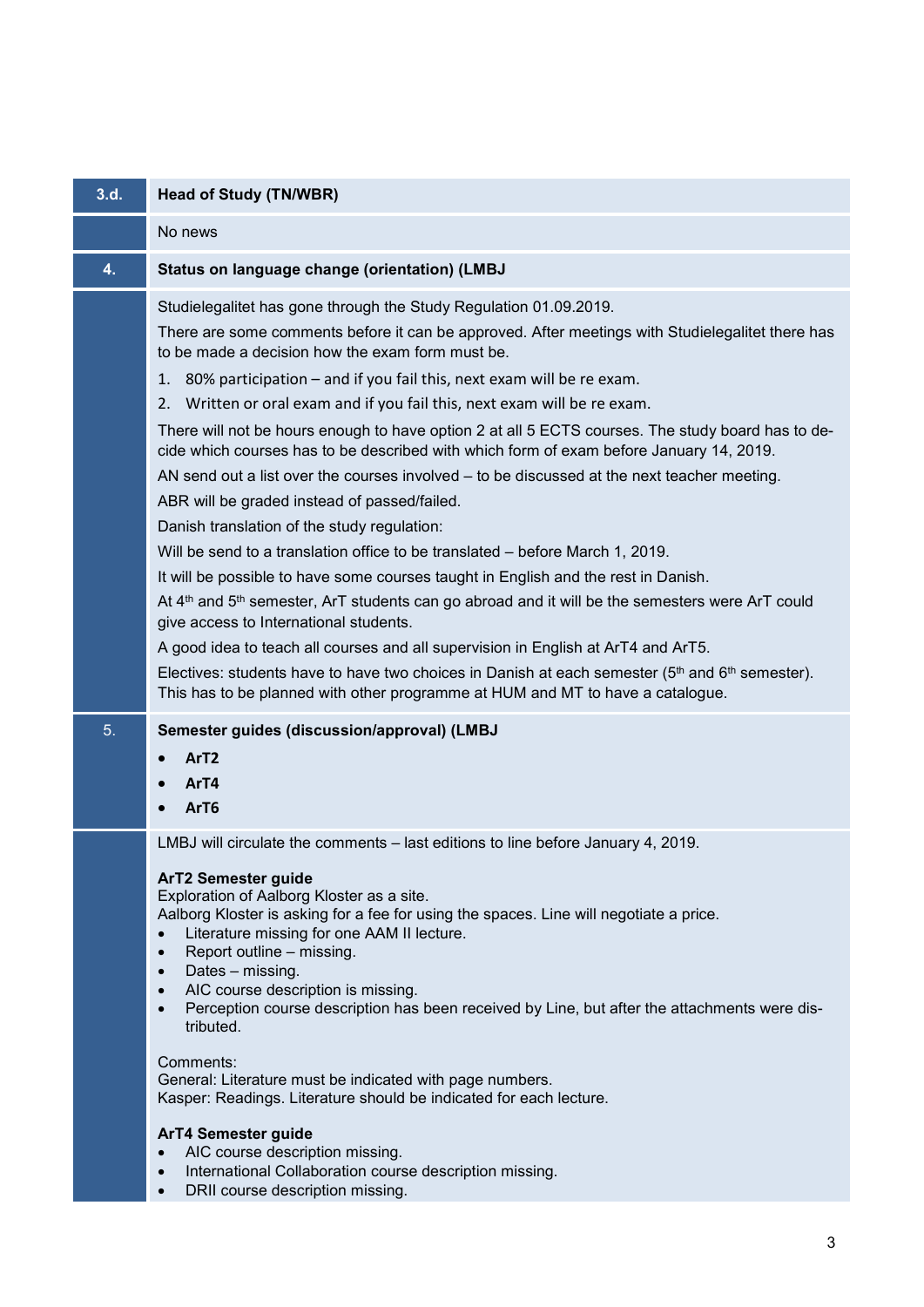| | |
|---|---|
| **3.d.** | **Head of Study (TN/WBR)** |
| | No news |
| **4.** | **Status on language change (orientation) (LMBJ** |
| | Studielegalitet has gone through the Study Regulation 01.09.2019.<br>There are some comments before it can be approved. After meetings with Studielegalitet there has to be made a decision how the exam form must be.<br>1. 80% participation – and if you fail this, next exam will be re exam.<br>2. Written or oral exam and if you fail this, next exam will be re exam.<br>There will not be hours enough to have option 2 at all 5 ECTS courses. The study board has to decide which courses has to be described with which form of exam before January 14, 2019.<br>AN send out a list over the courses involved – to be discussed at the next teacher meeting.<br>ABR will be graded instead of passed/failed.<br>Danish translation of the study regulation:<br>Will be send to a translation office to be translated – before March 1, 2019.<br>It will be possible to have some courses taught in English and the rest in Danish.<br>At 4th and 5th semester, ArT students can go abroad and it will be the semesters were ArT could give access to International students.<br>A good idea to teach all courses and all supervision in English at ArT4 and ArT5.<br>Electives: students have to have two choices in Danish at each semester (5th and 6th semester). This has to be planned with other programme at HUM and MT to have a catalogue. |
| 5. | **Semester guides (discussion/approval) (LMBJ**<br>• **ArT2**<br>• **ArT4**<br>• **ArT6** |
| | LMBJ will circulate the comments – last editions to line before January 4, 2019.<br><br>**ArT2 Semester guide**<br>Exploration of Aalborg Kloster as a site.<br>Aalborg Kloster is asking for a fee for using the spaces. Line will negotiate a price.<br>• Literature missing for one AAM II lecture.<br>• Report outline – missing.<br>• Dates – missing.<br>• AIC course description is missing.<br>• Perception course description has been received by Line, but after the attachments were distributed.<br><br>Comments:<br>General: Literature must be indicated with page numbers.<br>Kasper: Readings. Literature should be indicated for each lecture.<br><br>**ArT4 Semester guide**<br>• AIC course description missing.<br>• International Collaboration course description missing.<br>• DRII course description missing. |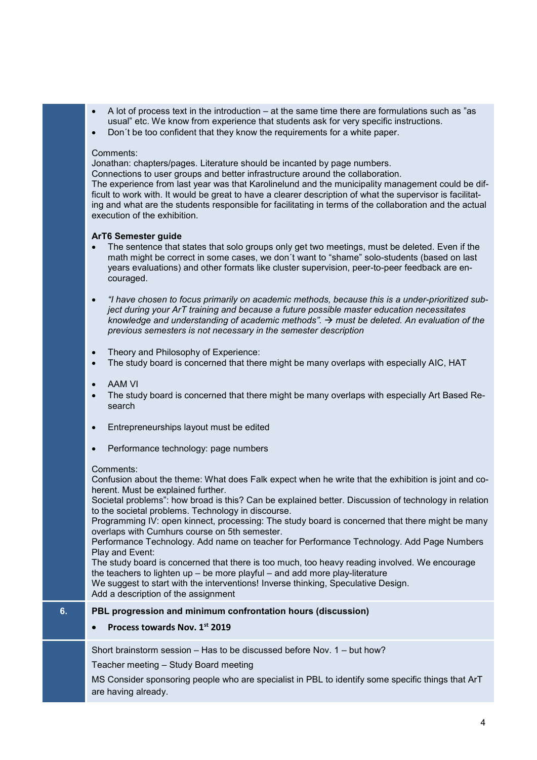- A lot of process text in the introduction – at the same time there are formulations such as "as usual" etc. We know from experience that students ask for very specific instructions.
- Don´t be too confident that they know the requirements for a white paper.

Comments:
Jonathan: chapters/pages. Literature should be incanted by page numbers.
Connections to user groups and better infrastructure around the collaboration.
The experience from last year was that Karolinelund and the municipality management could be difficult to work with. It would be great to have a clearer description of what the supervisor is facilitating and what are the students responsible for facilitating in terms of the collaboration and the actual execution of the exhibition.

**ArT6 Semester guide**

- The sentence that states that solo groups only get two meetings, must be deleted. Even if the math might be correct in some cases, we don´t want to "shame" solo-students (based on last years evaluations) and other formats like cluster supervision, peer-to-peer feedback are encouraged.

- *"I have chosen to focus primarily on academic methods, because this is a under-prioritized subject during your ArT training and because a future possible master education necessitates knowledge and understanding of academic methods". → must be deleted. An evaluation of the previous semesters is not necessary in the semester description*

- Theory and Philosophy of Experience:
- The study board is concerned that there might be many overlaps with especially AIC, HAT

- AAM VI
- The study board is concerned that there might be many overlaps with especially Art Based Research

- Entrepreneurships layout must be edited

- Performance technology: page numbers

Comments:
Confusion about the theme: What does Falk expect when he write that the exhibition is joint and coherent. Must be explained further.
Societal problems": how broad is this? Can be explained better. Discussion of technology in relation to the societal problems. Technology in discourse.
Programming IV: open kinnect, processing: The study board is concerned that there might be many overlaps with Cumhurs course on 5th semester.
Performance Technology. Add name on teacher for Performance Technology. Add Page Numbers
Play and Event:
The study board is concerned that there is too much, too heavy reading involved. We encourage the teachers to lighten up – be more playful – and add more play-literature
We suggest to start with the interventions! Inverse thinking, Speculative Design.
Add a description of the assignment

**6. PBL progression and minimum confrontation hours (discussion)**

- **Process towards Nov. 1st 2019**

Short brainstorm session – Has to be discussed before Nov. 1 – but how?

Teacher meeting – Study Board meeting

MS Consider sponsoring people who are specialist in PBL to identify some specific things that ArT are having already.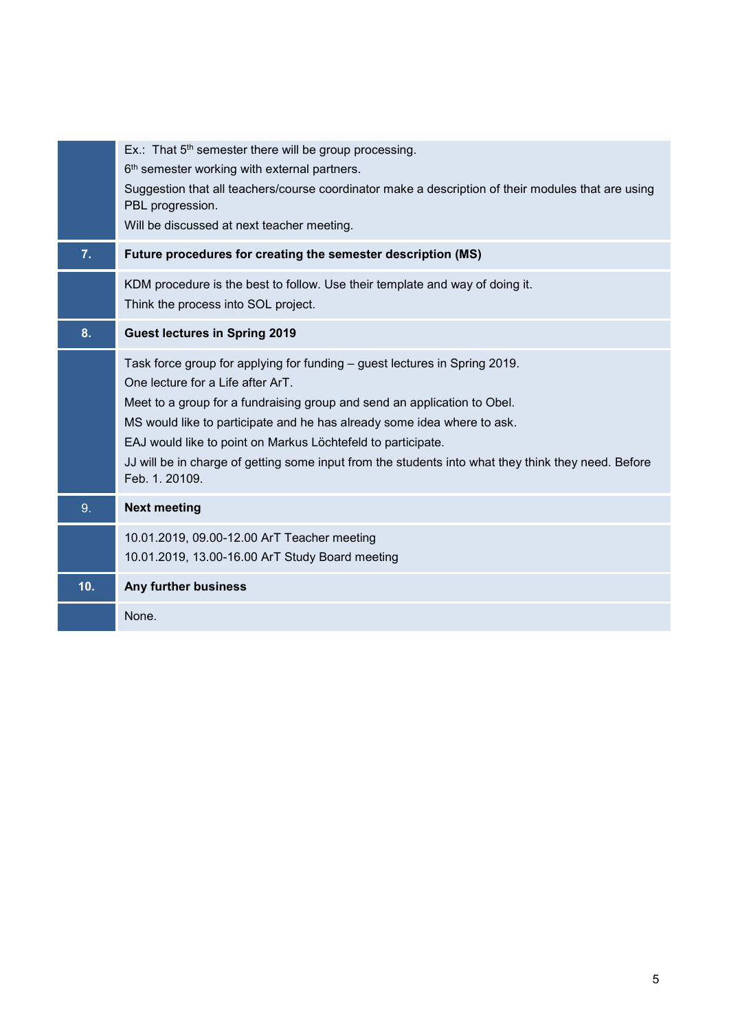| | |
|---|---|
| | Ex.: That 5th semester there will be group processing.<br>6th semester working with external partners.<br>Suggestion that all teachers/course coordinator make a description of their modules that are using PBL progression.<br>Will be discussed at next teacher meeting. |
| **7.** | **Future procedures for creating the semester description (MS)** |
| | KDM procedure is the best to follow. Use their template and way of doing it.<br>Think the process into SOL project. |
| **8.** | **Guest lectures in Spring 2019** |
| | Task force group for applying for funding – guest lectures in Spring 2019.<br>One lecture for a Life after ArT.<br>Meet to a group for a fundraising group and send an application to Obel.<br>MS would like to participate and he has already some idea where to ask.<br>EAJ would like to point on Markus Löchtefeld to participate.<br>JJ will be in charge of getting some input from the students into what they think they need. Before Feb. 1. 20109. |
| 9. | **Next meeting** |
| | 10.01.2019, 09.00-12.00 ArT Teacher meeting<br>10.01.2019, 13.00-16.00 ArT Study Board meeting |
| **10.** | **Any further business** |
| | None. |